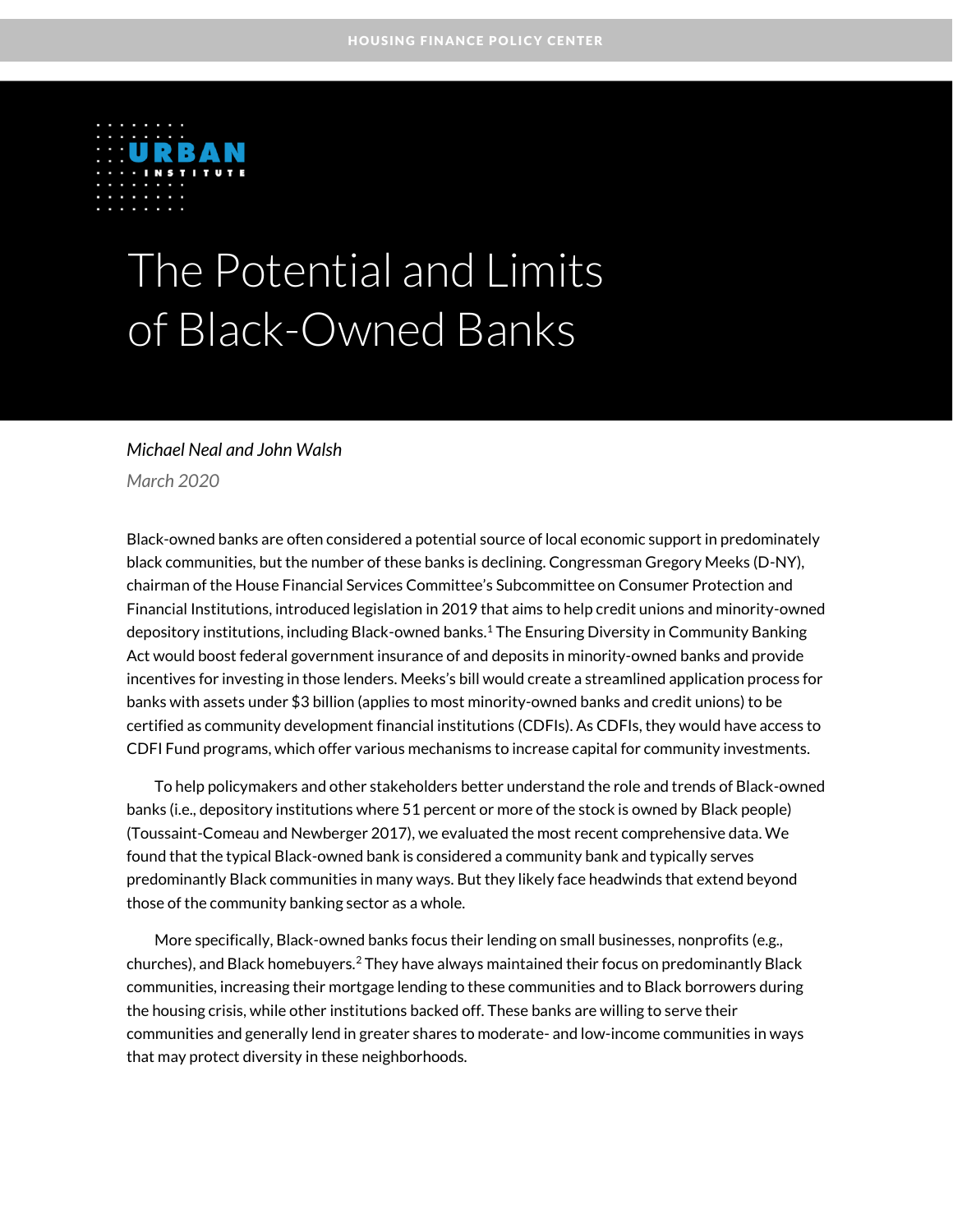HOUSING FINANCE POLICY CENTER

# The Potential and Limits of Black-Owned Banks

*Michael Neal and John Walsh*

*March 2020*

Black-owned banks are often considered a potential source of local economic support in predominately black communities, but the number of these banks is declining. Congressman Gregory Meeks (D-NY), chairman of the House Financial Services Committee's Subcommittee on Consumer Protection and Financial Institutions, introduced legislation in 2019 that aims to help credit unions and minority-owned depository institutions, including Black-owned banks.[1] The Ensuring Diversity in Community Banking Act would boost federal government insurance of and deposits in minority-owned banks and provide incentives for investing in those lenders. Meeks's bill would create a streamlined application process for banks with assets under $3 billion (applies to most minority-owned banks and credit unions) to be certified as community development financial institutions (CDFIs). As CDFIs, they would have access to CDFI Fund programs, which offer various mechanisms to increase capital for community investments.

To help policymakers and other stakeholders better understand the role and trends of Black-owned banks (i.e., depository institutions where 51 percent or more of the stock is owned by Black people) (Toussaint-Comeau and Newberger 2017), we evaluated the most recent comprehensive data. We found that the typical Black-owned bank is considered a community bank and typically serves predominantly Black communities in many ways. But they likely face headwinds that extend beyond those of the community banking sector as a whole.

More specifically, Black-owned banks focus their lending on small businesses, nonprofits (e.g., churches), and Black homebuyers.[2] They have always maintained their focus on predominantly Black communities, increasing their mortgage lending to these communities and to Black borrowers during the housing crisis, while other institutions backed off. These banks are willing to serve their communities and generally lend in greater shares to moderate- and low-income communities in ways that may protect diversity in these neighborhoods.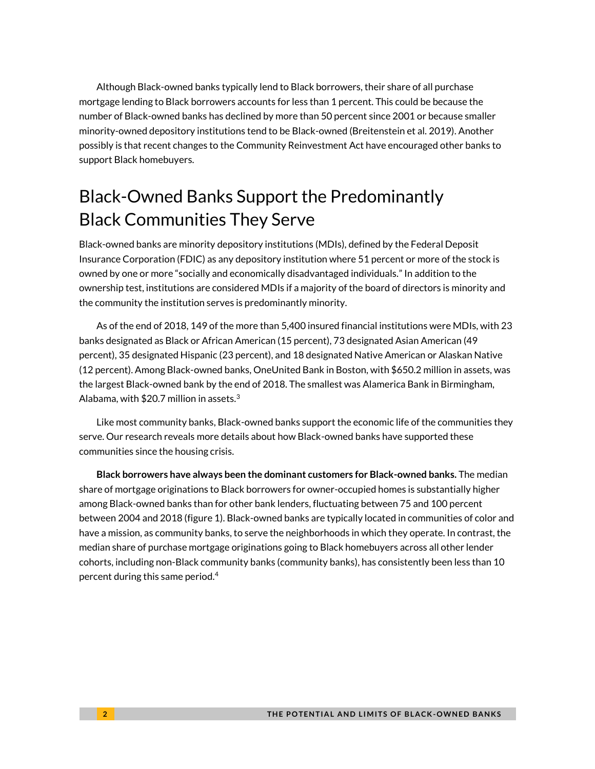Although Black-owned banks typically lend to Black borrowers, their share of all purchase mortgage lending to Black borrowers accounts for less than 1 percent. This could be because the number of Black-owned banks has declined by more than 50 percent since 2001 or because smaller minority-owned depository institutions tend to be Black-owned (Breitenstein et al. 2019). Another possibly is that recent changes to the Community Reinvestment Act have encouraged other banks to support Black homebuyers.

## Black-Owned Banks Support the Predominantly Black Communities They Serve

Black-owned banks are minority depository institutions (MDIs), defined by the Federal Deposit Insurance Corporation (FDIC) as any depository institution where 51 percent or more of the stock is owned by one or more "socially and economically disadvantaged individuals." In addition to the ownership test, institutions are considered MDIs if a majority of the board of directors is minority and the community the institution serves is predominantly minority.

As of the end of 2018, 149 of the more than 5,400 insured financial institutions were MDIs, with 23 banks designated as Black or African American (15 percent), 73 designated Asian American (49 percent), 35 designated Hispanic (23 percent), and 18 designated Native American or Alaskan Native (12 percent). Among Black-owned banks, OneUnited Bank in Boston, with $650.2 million in assets, was the largest Black-owned bank by the end of 2018. The smallest was Alamerica Bank in Birmingham, Alabama, with $20.7 million in assets.[3]

Like most community banks, Black-owned banks support the economic life of the communities they serve. Our research reveals more details about how Black-owned banks have supported these communities since the housing crisis.

**Black borrowers have always been the dominant customers for Black-owned banks.** The median share of mortgage originations to Black borrowers for owner-occupied homes is substantially higher among Black-owned banks than for other bank lenders, fluctuating between 75 and 100 percent between 2004 and 2018 (figure 1). Black-owned banks are typically located in communities of color and have a mission, as community banks, to serve the neighborhoods in which they operate. In contrast, the median share of purchase mortgage originations going to Black homebuyers across all other lender cohorts, including non-Black community banks (community banks), has consistently been less than 10 percent during this same period.[4]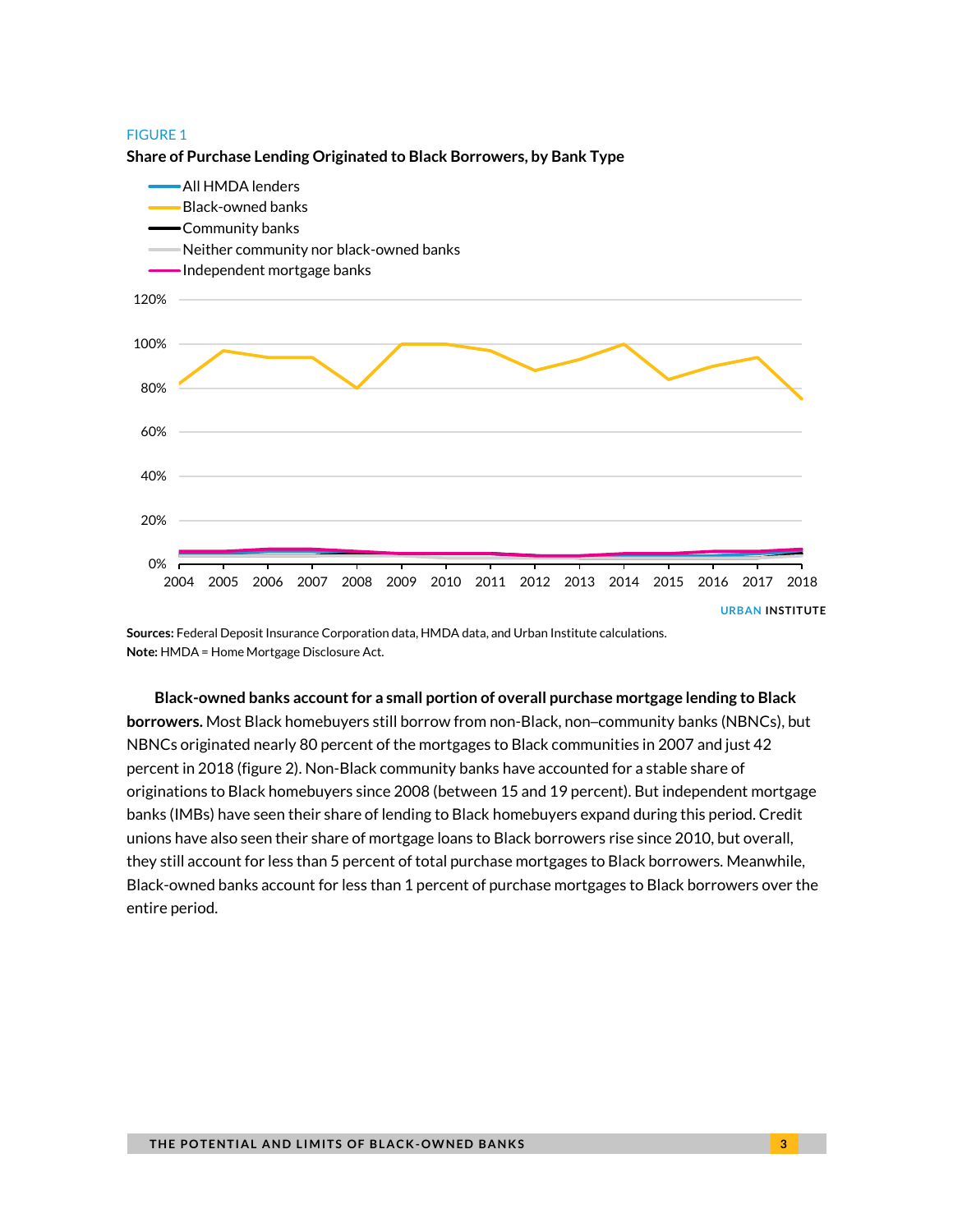FIGURE 1

**Share of Purchase Lending Originated to Black Borrowers, by Bank Type**

**Sources:** Federal Deposit Insurance Corporation data, HMDA data, and Urban Institute calculations.
**Note:** HMDA = Home Mortgage Disclosure Act.

**Black-owned banks account for a small portion of overall purchase mortgage lending to Black borrowers.** Most Black homebuyers still borrow from non-Black, non–community banks (NBNCs), but NBNCs originated nearly 80 percent of the mortgages to Black communities in 2007 and just 42 percent in 2018 (figure 2). Non-Black community banks have accounted for a stable share of originations to Black homebuyers since 2008 (between 15 and 19 percent). But independent mortgage banks (IMBs) have seen their share of lending to Black homebuyers expand during this period. Credit unions have also seen their share of mortgage loans to Black borrowers rise since 2010, but overall, they still account for less than 5 percent of total purchase mortgages to Black borrowers. Meanwhile, Black-owned banks account for less than 1 percent of purchase mortgages to Black borrowers over the entire period.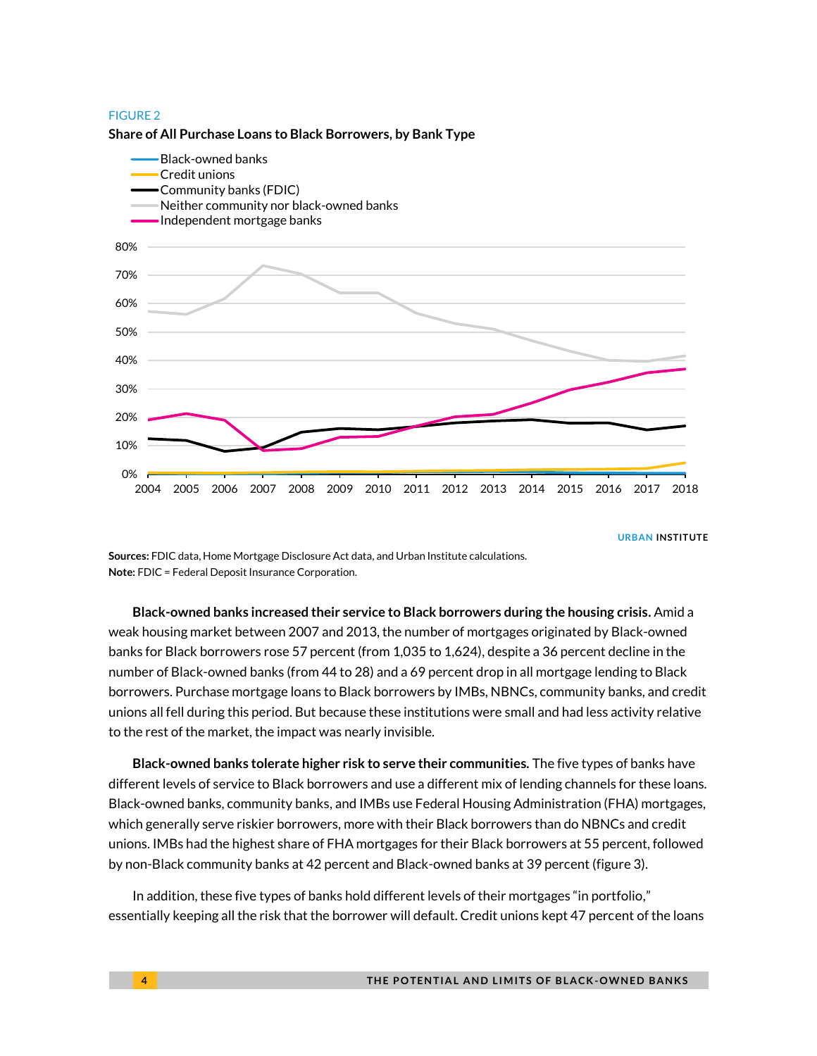FIGURE 2

**Share of All Purchase Loans to Black Borrowers, by Bank Type**

**Sources:** FDIC data, Home Mortgage Disclosure Act data, and Urban Institute calculations.
**Note:** FDIC = Federal Deposit Insurance Corporation.

**Black-owned banks increased their service to Black borrowers during the housing crisis.** Amid a weak housing market between 2007 and 2013, the number of mortgages originated by Black-owned banks for Black borrowers rose 57 percent (from 1,035 to 1,624), despite a 36 percent decline in the number of Black-owned banks (from 44 to 28) and a 69 percent drop in all mortgage lending to Black borrowers. Purchase mortgage loans to Black borrowers by IMBs, NBNCs, community banks, and credit unions all fell during this period. But because these institutions were small and had less activity relative to the rest of the market, the impact was nearly invisible.

**Black-owned banks tolerate higher risk to serve their communities.** The five types of banks have different levels of service to Black borrowers and use a different mix of lending channels for these loans. Black-owned banks, community banks, and IMBs use Federal Housing Administration (FHA) mortgages, which generally serve riskier borrowers, more with their Black borrowers than do NBNCs and credit unions. IMBs had the highest share of FHA mortgages for their Black borrowers at 55 percent, followed by non-Black community banks at 42 percent and Black-owned banks at 39 percent (figure 3).

In addition, these five types of banks hold different levels of their mortgages "in portfolio," essentially keeping all the risk that the borrower will default. Credit unions kept 47 percent of the loans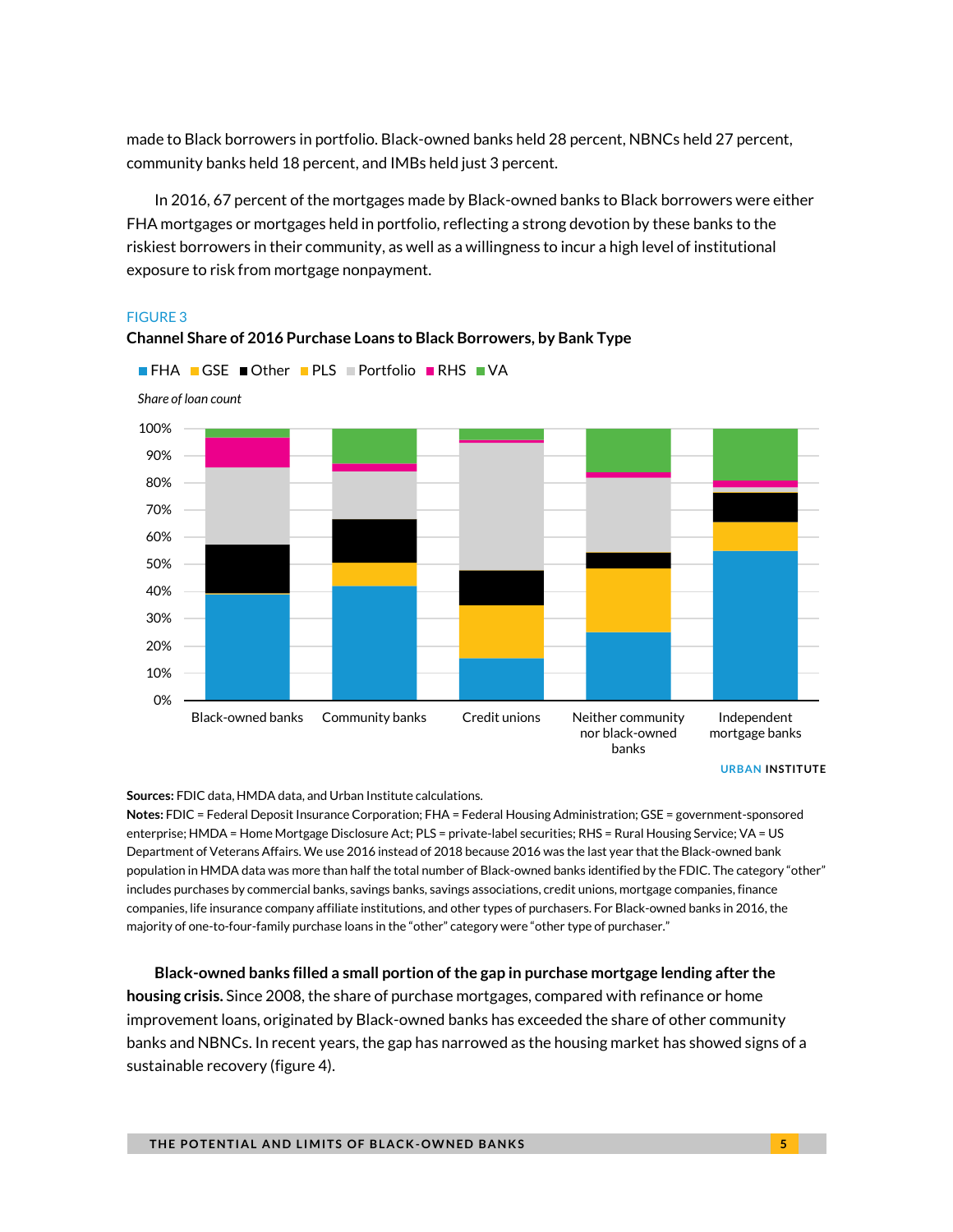made to Black borrowers in portfolio. Black-owned banks held 28 percent, NBNCs held 27 percent, community banks held 18 percent, and IMBs held just 3 percent.

In 2016, 67 percent of the mortgages made by Black-owned banks to Black borrowers were either FHA mortgages or mortgages held in portfolio, reflecting a strong devotion by these banks to the riskiest borrowers in their community, as well as a willingness to incur a high level of institutional exposure to risk from mortgage nonpayment.

FIGURE 3

**Channel Share of 2016 Purchase Loans to Black Borrowers, by Bank Type**

FHA GSE Other PLS Portfolio RHS VA

*Share of loan count*

URBAN INSTITUTE

**Sources:** FDIC data, HMDA data, and Urban Institute calculations.

**Notes:** FDIC = Federal Deposit Insurance Corporation; FHA = Federal Housing Administration; GSE = government-sponsored enterprise; HMDA = Home Mortgage Disclosure Act; PLS = private-label securities; RHS = Rural Housing Service; VA = US Department of Veterans Affairs. We use 2016 instead of 2018 because 2016 was the last year that the Black-owned bank population in HMDA data was more than half the total number of Black-owned banks identified by the FDIC. The category "other" includes purchases by commercial banks, savings banks, savings associations, credit unions, mortgage companies, finance companies, life insurance company affiliate institutions, and other types of purchasers. For Black-owned banks in 2016, the majority of one-to-four-family purchase loans in the "other" category were "other type of purchaser."

**Black-owned banks filled a small portion of the gap in purchase mortgage lending after the housing crisis.** Since 2008, the share of purchase mortgages, compared with refinance or home improvement loans, originated by Black-owned banks has exceeded the share of other community banks and NBNCs. In recent years, the gap has narrowed as the housing market has showed signs of a sustainable recovery (figure 4).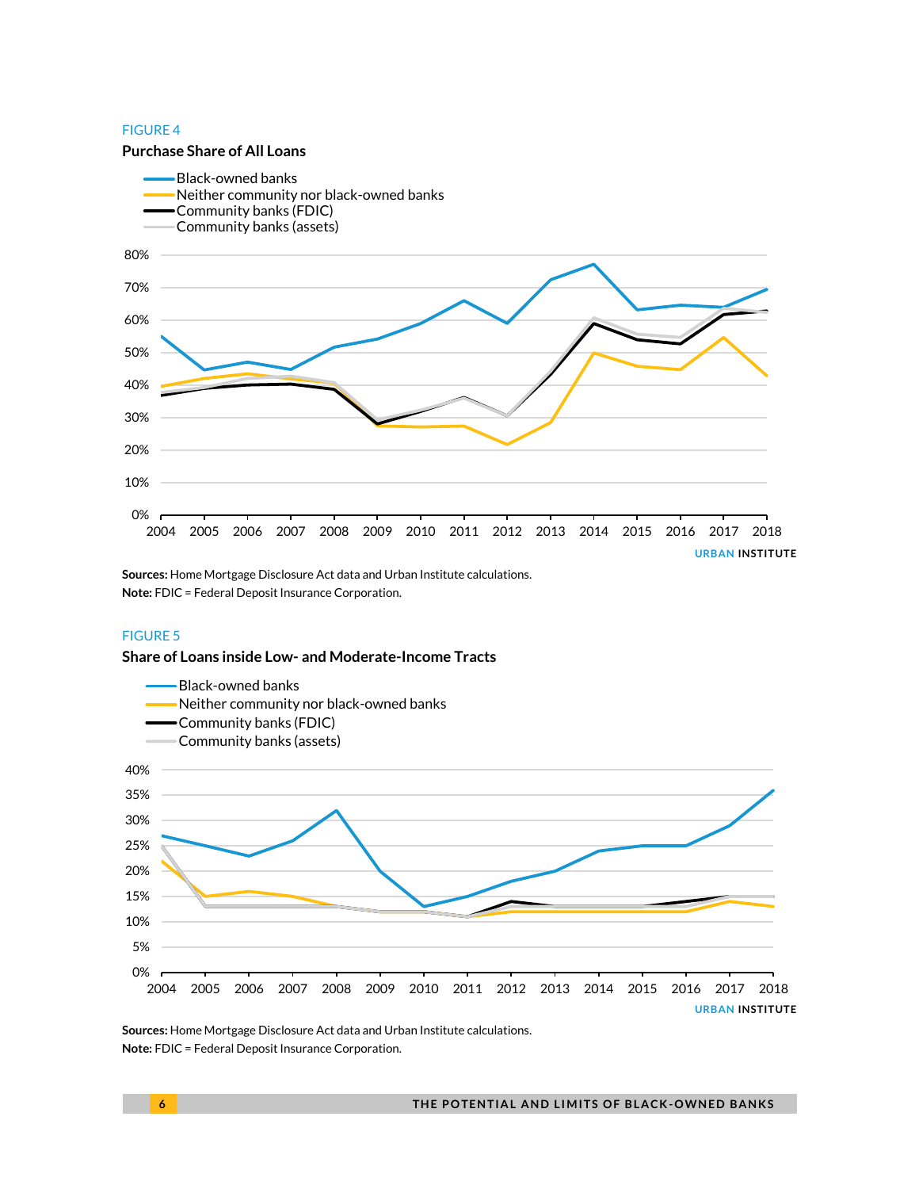FIGURE 4

**Purchase Share of All Loans**

Sources: Home Mortgage Disclosure Act data and Urban Institute calculations.
Note: FDIC = Federal Deposit Insurance Corporation.

FIGURE 5

**Share of Loans inside Low- and Moderate-Income Tracts**

Sources: Home Mortgage Disclosure Act data and Urban Institute calculations.
Note: FDIC = Federal Deposit Insurance Corporation.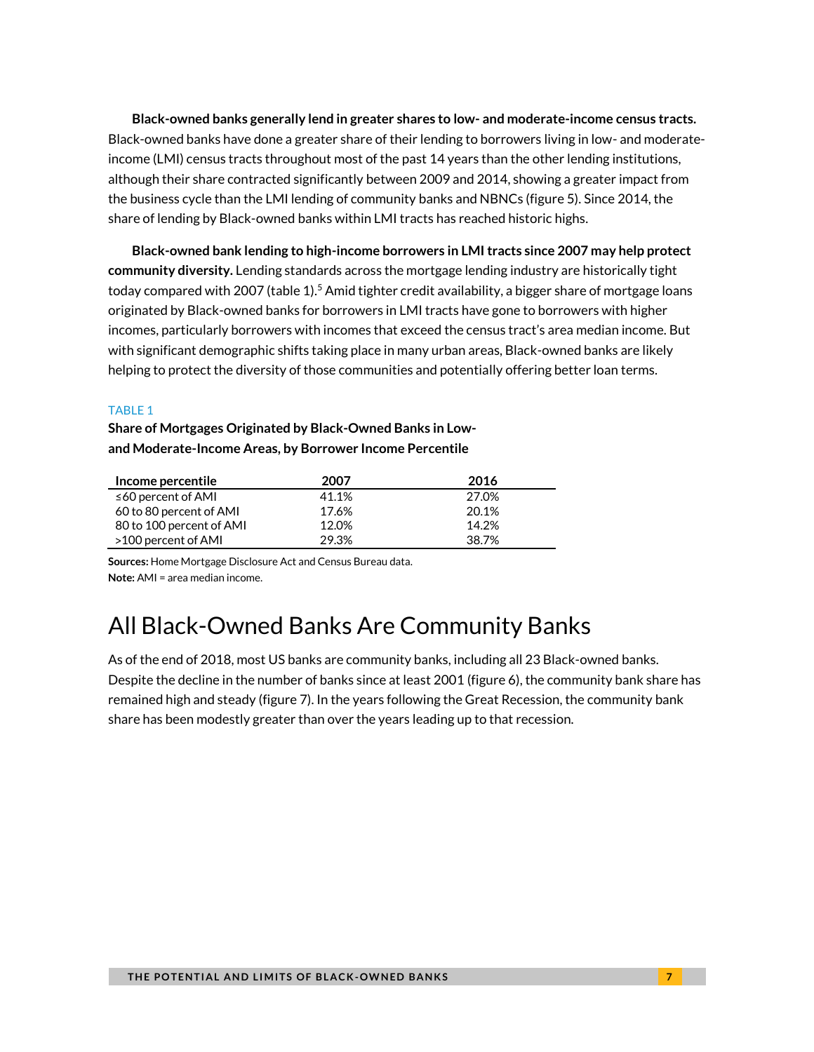**Black-owned banks generally lend in greater shares to low- and moderate-income census tracts.** Black-owned banks have done a greater share of their lending to borrowers living in low- and moderate-income (LMI) census tracts throughout most of the past 14 years than the other lending institutions, although their share contracted significantly between 2009 and 2014, showing a greater impact from the business cycle than the LMI lending of community banks and NBNCs (figure 5). Since 2014, the share of lending by Black-owned banks within LMI tracts has reached historic highs.

**Black-owned bank lending to high-income borrowers in LMI tracts since 2007 may help protect community diversity.** Lending standards across the mortgage lending industry are historically tight today compared with 2007 (table 1).[5] Amid tighter credit availability, a bigger share of mortgage loans originated by Black-owned banks for borrowers in LMI tracts have gone to borrowers with higher incomes, particularly borrowers with incomes that exceed the census tract's area median income. But with significant demographic shifts taking place in many urban areas, Black-owned banks are likely helping to protect the diversity of those communities and potentially offering better loan terms.

TABLE 1

**Share of Mortgages Originated by Black-Owned Banks in Low- and Moderate-Income Areas, by Borrower Income Percentile**

| Income percentile | 2007 | 2016 |
|---|---|---|
| ≤60 percent of AMI | 41.1% | 27.0% |
| 60 to 80 percent of AMI | 17.6% | 20.1% |
| 80 to 100 percent of AMI | 12.0% | 14.2% |
| >100 percent of AMI | 29.3% | 38.7% |

**Sources:** Home Mortgage Disclosure Act and Census Bureau data.
**Note:** AMI = area median income.

# All Black-Owned Banks Are Community Banks

As of the end of 2018, most US banks are community banks, including all 23 Black-owned banks. Despite the decline in the number of banks since at least 2001 (figure 6), the community bank share has remained high and steady (figure 7). In the years following the Great Recession, the community bank share has been modestly greater than over the years leading up to that recession.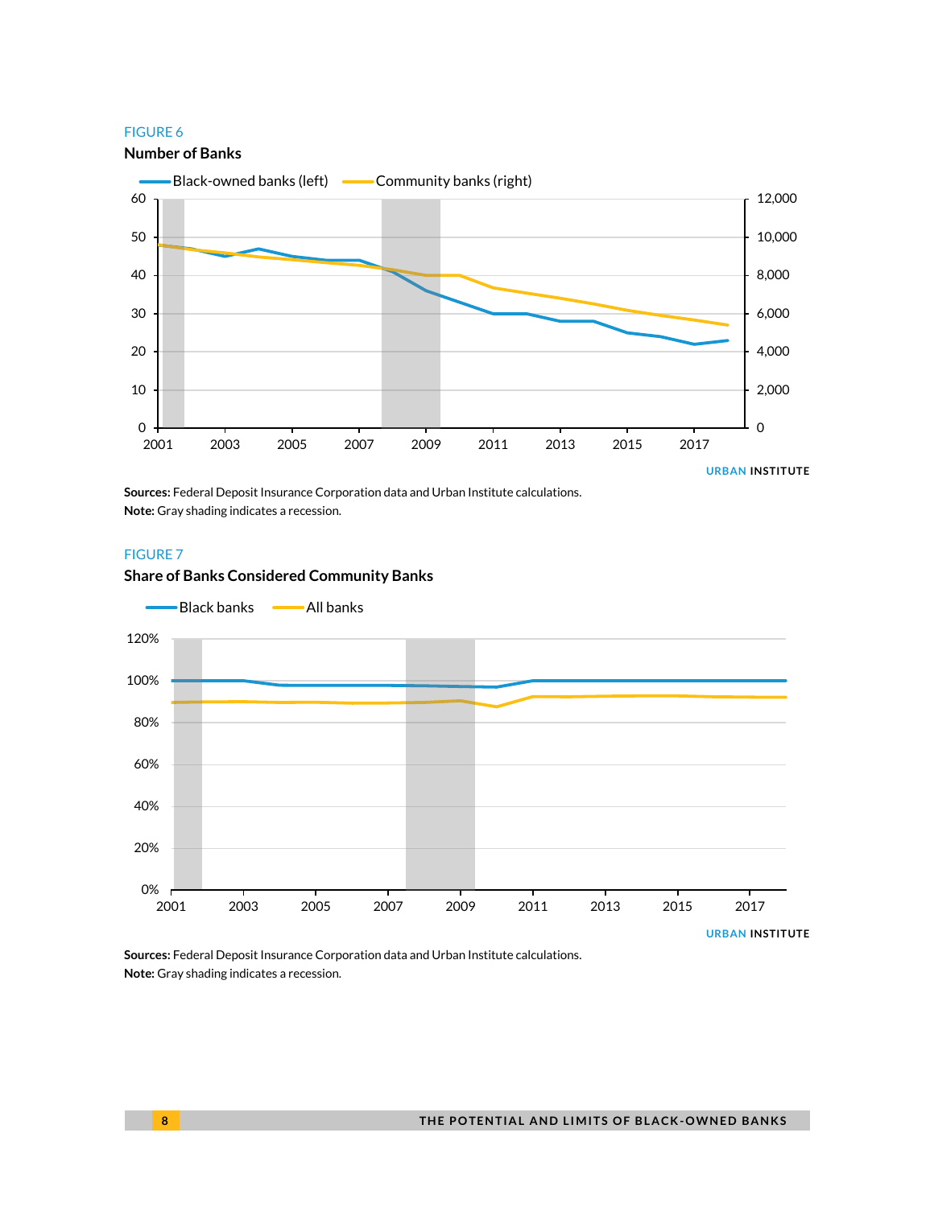FIGURE 6

**Number of Banks**

**Sources:** Federal Deposit Insurance Corporation data and Urban Institute calculations.
**Note:** Gray shading indicates a recession.

FIGURE 7

**Share of Banks Considered Community Banks**

**Sources:** Federal Deposit Insurance Corporation data and Urban Institute calculations.
**Note:** Gray shading indicates a recession.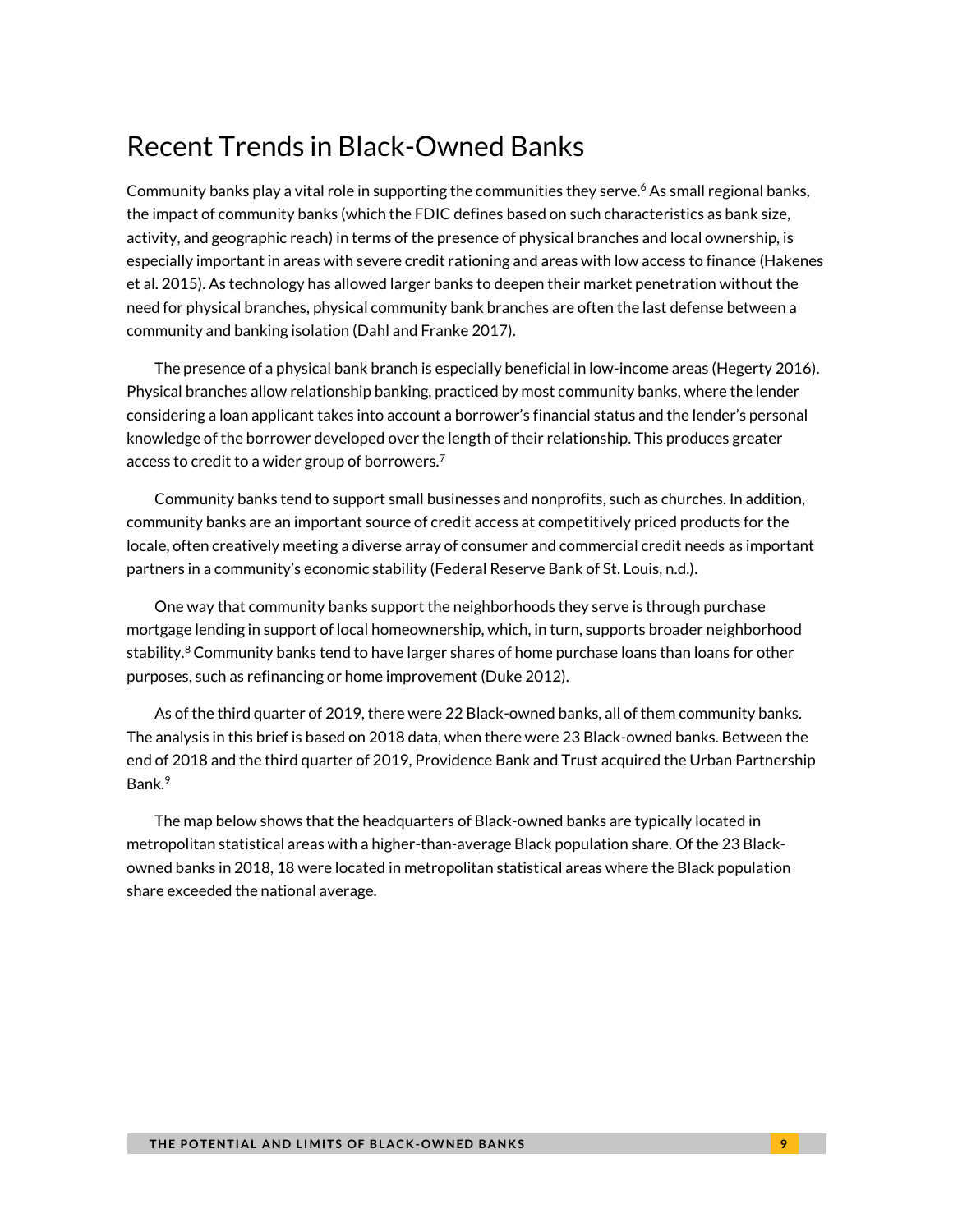## Recent Trends in Black-Owned Banks

Community banks play a vital role in supporting the communities they serve.[6] As small regional banks, the impact of community banks (which the FDIC defines based on such characteristics as bank size, activity, and geographic reach) in terms of the presence of physical branches and local ownership, is especially important in areas with severe credit rationing and areas with low access to finance (Hakenes et al. 2015). As technology has allowed larger banks to deepen their market penetration without the need for physical branches, physical community bank branches are often the last defense between a community and banking isolation (Dahl and Franke 2017).

The presence of a physical bank branch is especially beneficial in low-income areas (Hegerty 2016). Physical branches allow relationship banking, practiced by most community banks, where the lender considering a loan applicant takes into account a borrower's financial status and the lender's personal knowledge of the borrower developed over the length of their relationship. This produces greater access to credit to a wider group of borrowers.[7]

Community banks tend to support small businesses and nonprofits, such as churches. In addition, community banks are an important source of credit access at competitively priced products for the locale, often creatively meeting a diverse array of consumer and commercial credit needs as important partners in a community's economic stability (Federal Reserve Bank of St. Louis, n.d.).

One way that community banks support the neighborhoods they serve is through purchase mortgage lending in support of local homeownership, which, in turn, supports broader neighborhood stability.[8] Community banks tend to have larger shares of home purchase loans than loans for other purposes, such as refinancing or home improvement (Duke 2012).

As of the third quarter of 2019, there were 22 Black-owned banks, all of them community banks. The analysis in this brief is based on 2018 data, when there were 23 Black-owned banks. Between the end of 2018 and the third quarter of 2019, Providence Bank and Trust acquired the Urban Partnership Bank.[9]

The map below shows that the headquarters of Black-owned banks are typically located in metropolitan statistical areas with a higher-than-average Black population share. Of the 23 Black-owned banks in 2018, 18 were located in metropolitan statistical areas where the Black population share exceeded the national average.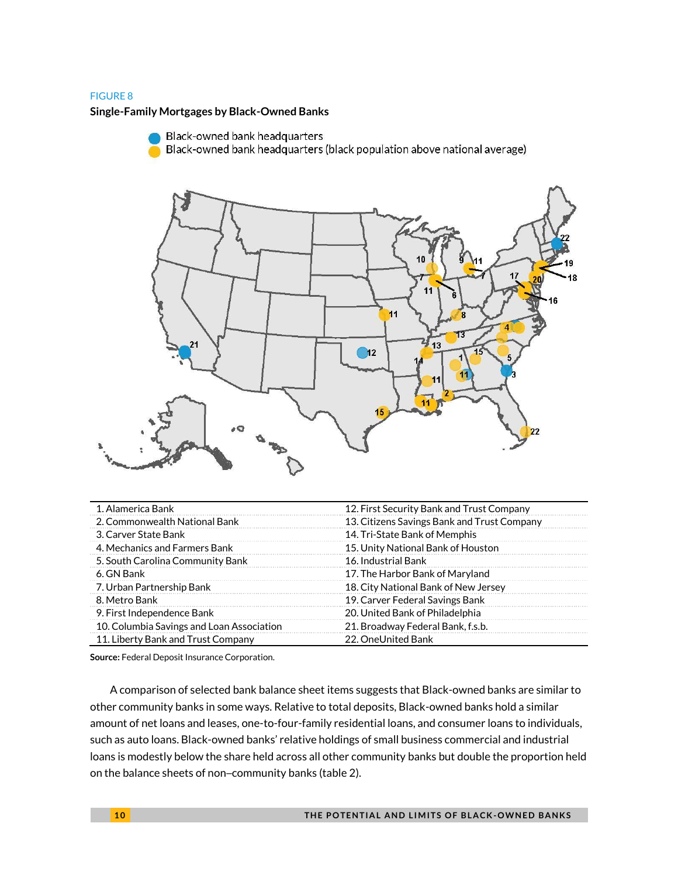FIGURE 8

**Single-Family Mortgages by Black-Owned Banks**

| | |
|---|---|
| 1. Alamerica Bank | 12. First Security Bank and Trust Company |
| 2. Commonwealth National Bank | 13. Citizens Savings Bank and Trust Company |
| 3. Carver State Bank | 14. Tri-State Bank of Memphis |
| 4. Mechanics and Farmers Bank | 15. Unity National Bank of Houston |
| 5. South Carolina Community Bank | 16. Industrial Bank |
| 6. GN Bank | 17. The Harbor Bank of Maryland |
| 7. Urban Partnership Bank | 18. City National Bank of New Jersey |
| 8. Metro Bank | 19. Carver Federal Savings Bank |
| 9. First Independence Bank | 20. United Bank of Philadelphia |
| 10. Columbia Savings and Loan Association | 21. Broadway Federal Bank, f.s.b. |
| 11. Liberty Bank and Trust Company | 22. OneUnited Bank |

**Source:** Federal Deposit Insurance Corporation.

A comparison of selected bank balance sheet items suggests that Black-owned banks are similar to other community banks in some ways. Relative to total deposits, Black-owned banks hold a similar amount of net loans and leases, one-to-four-family residential loans, and consumer loans to individuals, such as auto loans. Black-owned banks' relative holdings of small business commercial and industrial loans is modestly below the share held across all other community banks but double the proportion held on the balance sheets of non–community banks (table 2).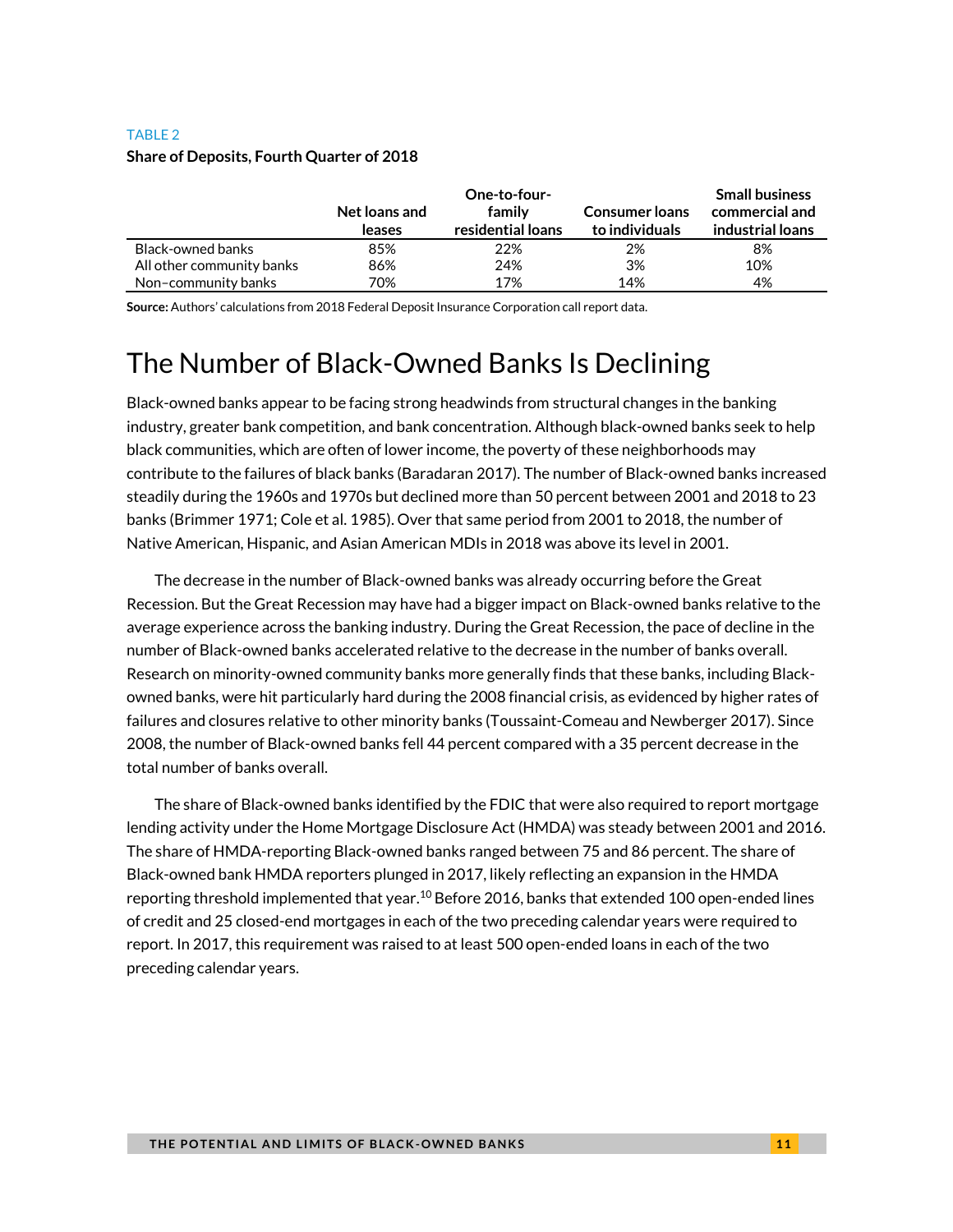TABLE 2

**Share of Deposits, Fourth Quarter of 2018**

| | Net loans and leases | One-to-four-family residential loans | Consumer loans to individuals | Small business commercial and industrial loans |
|---|---|---|---|---|
| Black-owned banks | 85% | 22% | 2% | 8% |
| All other community banks | 86% | 24% | 3% | 10% |
| Non–community banks | 70% | 17% | 14% | 4% |

**Source:** Authors' calculations from 2018 Federal Deposit Insurance Corporation call report data.

# The Number of Black-Owned Banks Is Declining

Black-owned banks appear to be facing strong headwinds from structural changes in the banking industry, greater bank competition, and bank concentration. Although black-owned banks seek to help black communities, which are often of lower income, the poverty of these neighborhoods may contribute to the failures of black banks (Baradaran 2017). The number of Black-owned banks increased steadily during the 1960s and 1970s but declined more than 50 percent between 2001 and 2018 to 23 banks (Brimmer 1971; Cole et al. 1985). Over that same period from 2001 to 2018, the number of Native American, Hispanic, and Asian American MDIs in 2018 was above its level in 2001.

The decrease in the number of Black-owned banks was already occurring before the Great Recession. But the Great Recession may have had a bigger impact on Black-owned banks relative to the average experience across the banking industry. During the Great Recession, the pace of decline in the number of Black-owned banks accelerated relative to the decrease in the number of banks overall. Research on minority-owned community banks more generally finds that these banks, including Black-owned banks, were hit particularly hard during the 2008 financial crisis, as evidenced by higher rates of failures and closures relative to other minority banks (Toussaint-Comeau and Newberger 2017). Since 2008, the number of Black-owned banks fell 44 percent compared with a 35 percent decrease in the total number of banks overall.

The share of Black-owned banks identified by the FDIC that were also required to report mortgage lending activity under the Home Mortgage Disclosure Act (HMDA) was steady between 2001 and 2016. The share of HMDA-reporting Black-owned banks ranged between 75 and 86 percent. The share of Black-owned bank HMDA reporters plunged in 2017, likely reflecting an expansion in the HMDA reporting threshold implemented that year.[10] Before 2016, banks that extended 100 open-ended lines of credit and 25 closed-end mortgages in each of the two preceding calendar years were required to report. In 2017, this requirement was raised to at least 500 open-ended loans in each of the two preceding calendar years.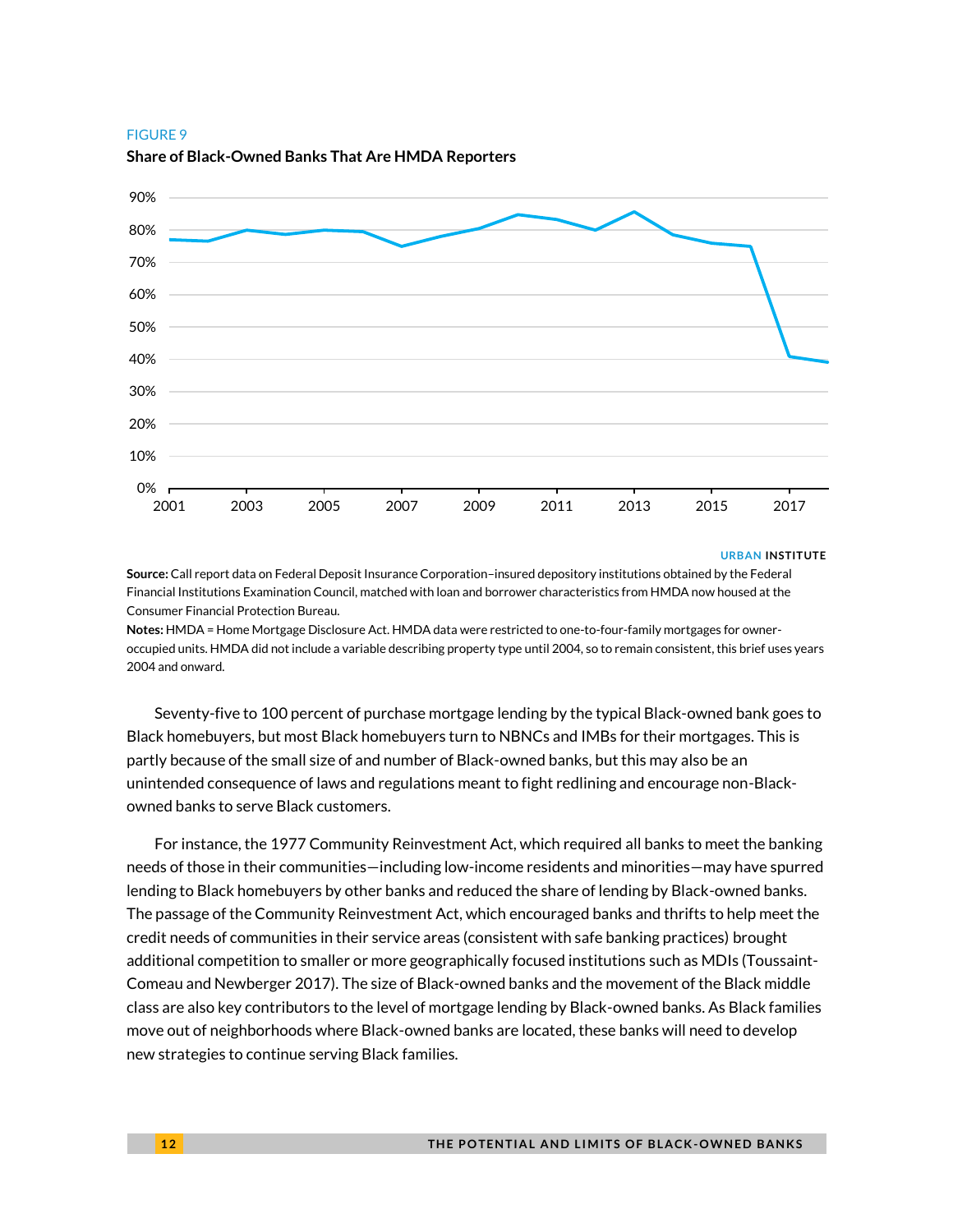FIGURE 9

**Share of Black-Owned Banks That Are HMDA Reporters**

URBAN INSTITUTE

**Source:** Call report data on Federal Deposit Insurance Corporation–insured depository institutions obtained by the Federal Financial Institutions Examination Council, matched with loan and borrower characteristics from HMDA now housed at the Consumer Financial Protection Bureau.

**Notes:** HMDA = Home Mortgage Disclosure Act. HMDA data were restricted to one-to-four-family mortgages for owner-occupied units. HMDA did not include a variable describing property type until 2004, so to remain consistent, this brief uses years 2004 and onward.

Seventy-five to 100 percent of purchase mortgage lending by the typical Black-owned bank goes to Black homebuyers, but most Black homebuyers turn to NBNCs and IMBs for their mortgages. This is partly because of the small size of and number of Black-owned banks, but this may also be an unintended consequence of laws and regulations meant to fight redlining and encourage non-Black-owned banks to serve Black customers.

For instance, the 1977 Community Reinvestment Act, which required all banks to meet the banking needs of those in their communities—including low-income residents and minorities—may have spurred lending to Black homebuyers by other banks and reduced the share of lending by Black-owned banks. The passage of the Community Reinvestment Act, which encouraged banks and thrifts to help meet the credit needs of communities in their service areas (consistent with safe banking practices) brought additional competition to smaller or more geographically focused institutions such as MDIs (Toussaint-Comeau and Newberger 2017). The size of Black-owned banks and the movement of the Black middle class are also key contributors to the level of mortgage lending by Black-owned banks. As Black families move out of neighborhoods where Black-owned banks are located, these banks will need to develop new strategies to continue serving Black families.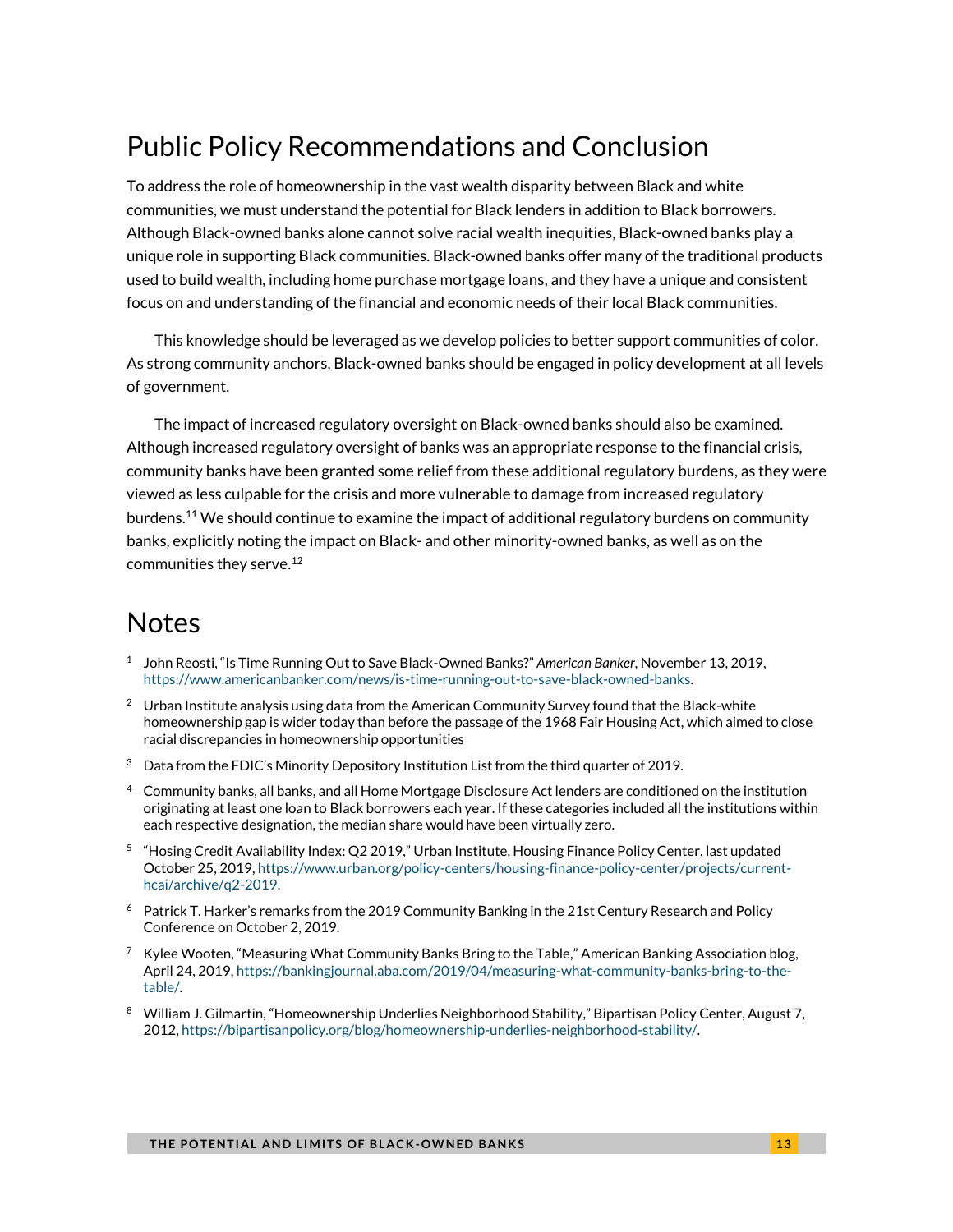## Public Policy Recommendations and Conclusion

To address the role of homeownership in the vast wealth disparity between Black and white communities, we must understand the potential for Black lenders in addition to Black borrowers. Although Black-owned banks alone cannot solve racial wealth inequities, Black-owned banks play a unique role in supporting Black communities. Black-owned banks offer many of the traditional products used to build wealth, including home purchase mortgage loans, and they have a unique and consistent focus on and understanding of the financial and economic needs of their local Black communities.

This knowledge should be leveraged as we develop policies to better support communities of color. As strong community anchors, Black-owned banks should be engaged in policy development at all levels of government.

The impact of increased regulatory oversight on Black-owned banks should also be examined. Although increased regulatory oversight of banks was an appropriate response to the financial crisis, community banks have been granted some relief from these additional regulatory burdens, as they were viewed as less culpable for the crisis and more vulnerable to damage from increased regulatory burdens.[11] We should continue to examine the impact of additional regulatory burdens on community banks, explicitly noting the impact on Black- and other minority-owned banks, as well as on the communities they serve.[12]

## Notes

1. John Reosti, "Is Time Running Out to Save Black-Owned Banks?" *American Banker*, November 13, 2019, https://www.americanbanker.com/news/is-time-running-out-to-save-black-owned-banks.
2. Urban Institute analysis using data from the American Community Survey found that the Black-white homeownership gap is wider today than before the passage of the 1968 Fair Housing Act, which aimed to close racial discrepancies in homeownership opportunities
3. Data from the FDIC's Minority Depository Institution List from the third quarter of 2019.
4. Community banks, all banks, and all Home Mortgage Disclosure Act lenders are conditioned on the institution originating at least one loan to Black borrowers each year. If these categories included all the institutions within each respective designation, the median share would have been virtually zero.
5. "Hosing Credit Availability Index: Q2 2019," Urban Institute, Housing Finance Policy Center, last updated October 25, 2019, https://www.urban.org/policy-centers/housing-finance-policy-center/projects/current-hcai/archive/q2-2019.
6. Patrick T. Harker's remarks from the 2019 Community Banking in the 21st Century Research and Policy Conference on October 2, 2019.
7. Kylee Wooten, "Measuring What Community Banks Bring to the Table," American Banking Association blog, April 24, 2019, https://bankingjournal.aba.com/2019/04/measuring-what-community-banks-bring-to-the-table/.
8. William J. Gilmartin, "Homeownership Underlies Neighborhood Stability," Bipartisan Policy Center, August 7, 2012, https://bipartisanpolicy.org/blog/homeownership-underlies-neighborhood-stability/.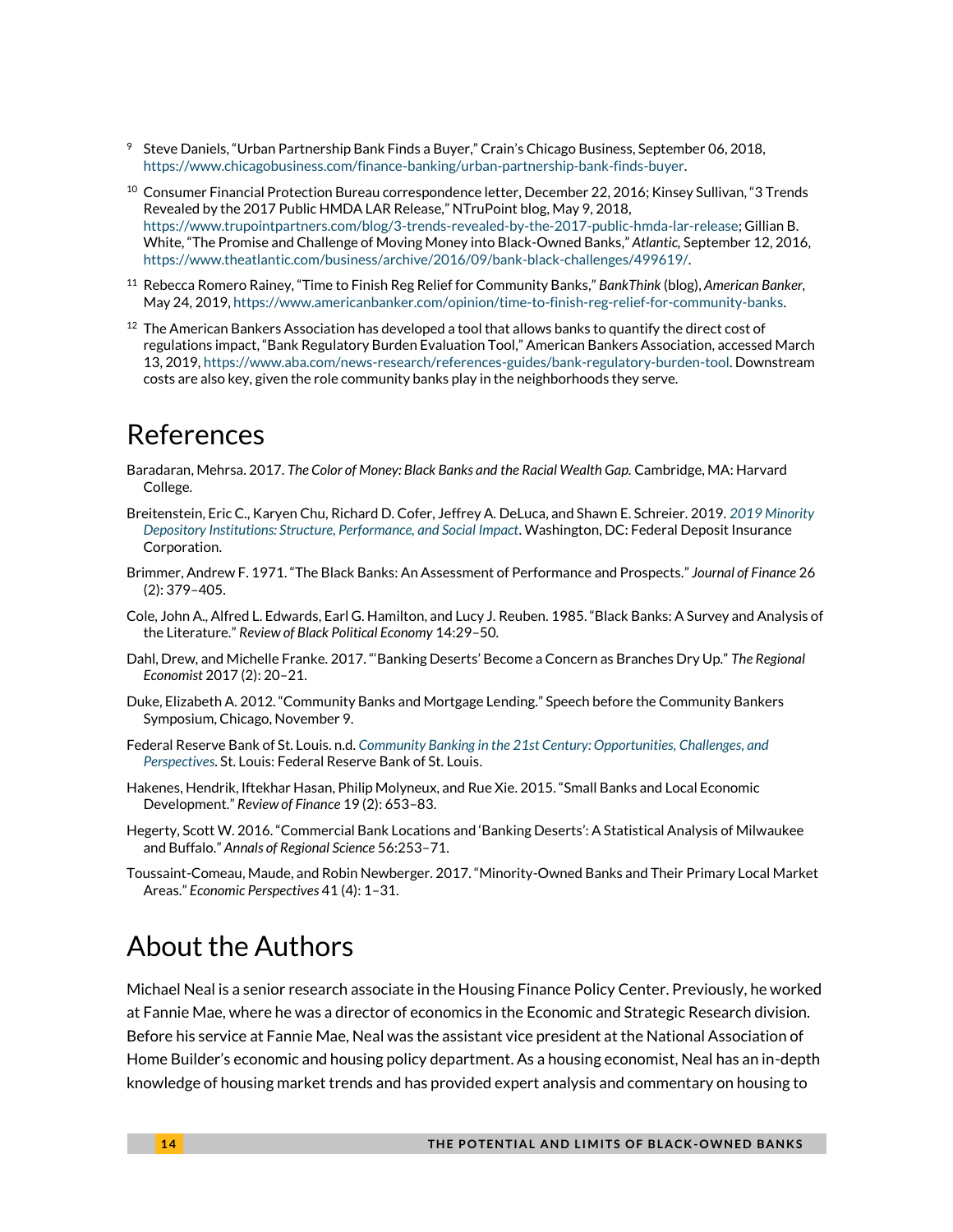[9] Steve Daniels, "Urban Partnership Bank Finds a Buyer," Crain's Chicago Business, September 06, 2018, https://www.chicagobusiness.com/finance-banking/urban-partnership-bank-finds-buyer.

[10] Consumer Financial Protection Bureau correspondence letter, December 22, 2016; Kinsey Sullivan, "3 Trends Revealed by the 2017 Public HMDA LAR Release," NTruPoint blog, May 9, 2018, https://www.trupointpartners.com/blog/3-trends-revealed-by-the-2017-public-hmda-lar-release; Gillian B. White, "The Promise and Challenge of Moving Money into Black-Owned Banks," *Atlantic*, September 12, 2016, https://www.theatlantic.com/business/archive/2016/09/bank-black-challenges/499619/.

[11] Rebecca Romero Rainey, "Time to Finish Reg Relief for Community Banks," *BankThink* (blog), *American Banker*, May 24, 2019, https://www.americanbanker.com/opinion/time-to-finish-reg-relief-for-community-banks.

[12] The American Bankers Association has developed a tool that allows banks to quantify the direct cost of regulations impact, "Bank Regulatory Burden Evaluation Tool," American Bankers Association, accessed March 13, 2019, https://www.aba.com/news-research/references-guides/bank-regulatory-burden-tool. Downstream costs are also key, given the role community banks play in the neighborhoods they serve.

# References

Baradaran, Mehrsa. 2017. *The Color of Money: Black Banks and the Racial Wealth Gap.* Cambridge, MA: Harvard College.

Breitenstein, Eric C., Karyen Chu, Richard D. Cofer, Jeffrey A. DeLuca, and Shawn E. Schreier. 2019. *2019 Minority Depository Institutions: Structure, Performance, and Social Impact*. Washington, DC: Federal Deposit Insurance Corporation.

Brimmer, Andrew F. 1971. "The Black Banks: An Assessment of Performance and Prospects." *Journal of Finance* 26 (2): 379–405.

Cole, John A., Alfred L. Edwards, Earl G. Hamilton, and Lucy J. Reuben. 1985. "Black Banks: A Survey and Analysis of the Literature." *Review of Black Political Economy* 14:29–50.

Dahl, Drew, and Michelle Franke. 2017. "'Banking Deserts' Become a Concern as Branches Dry Up." *The Regional Economist* 2017 (2): 20–21.

Duke, Elizabeth A. 2012. "Community Banks and Mortgage Lending." Speech before the Community Bankers Symposium, Chicago, November 9.

Federal Reserve Bank of St. Louis. n.d. *Community Banking in the 21st Century: Opportunities, Challenges, and Perspectives*. St. Louis: Federal Reserve Bank of St. Louis.

Hakenes, Hendrik, Iftekhar Hasan, Philip Molyneux, and Rue Xie. 2015. "Small Banks and Local Economic Development." *Review of Finance* 19 (2): 653–83.

Hegerty, Scott W. 2016. "Commercial Bank Locations and 'Banking Deserts': A Statistical Analysis of Milwaukee and Buffalo." *Annals of Regional Science* 56:253–71.

Toussaint-Comeau, Maude, and Robin Newberger. 2017. "Minority-Owned Banks and Their Primary Local Market Areas." *Economic Perspectives* 41 (4): 1–31.

# About the Authors

Michael Neal is a senior research associate in the Housing Finance Policy Center. Previously, he worked at Fannie Mae, where he was a director of economics in the Economic and Strategic Research division. Before his service at Fannie Mae, Neal was the assistant vice president at the National Association of Home Builder's economic and housing policy department. As a housing economist, Neal has an in-depth knowledge of housing market trends and has provided expert analysis and commentary on housing to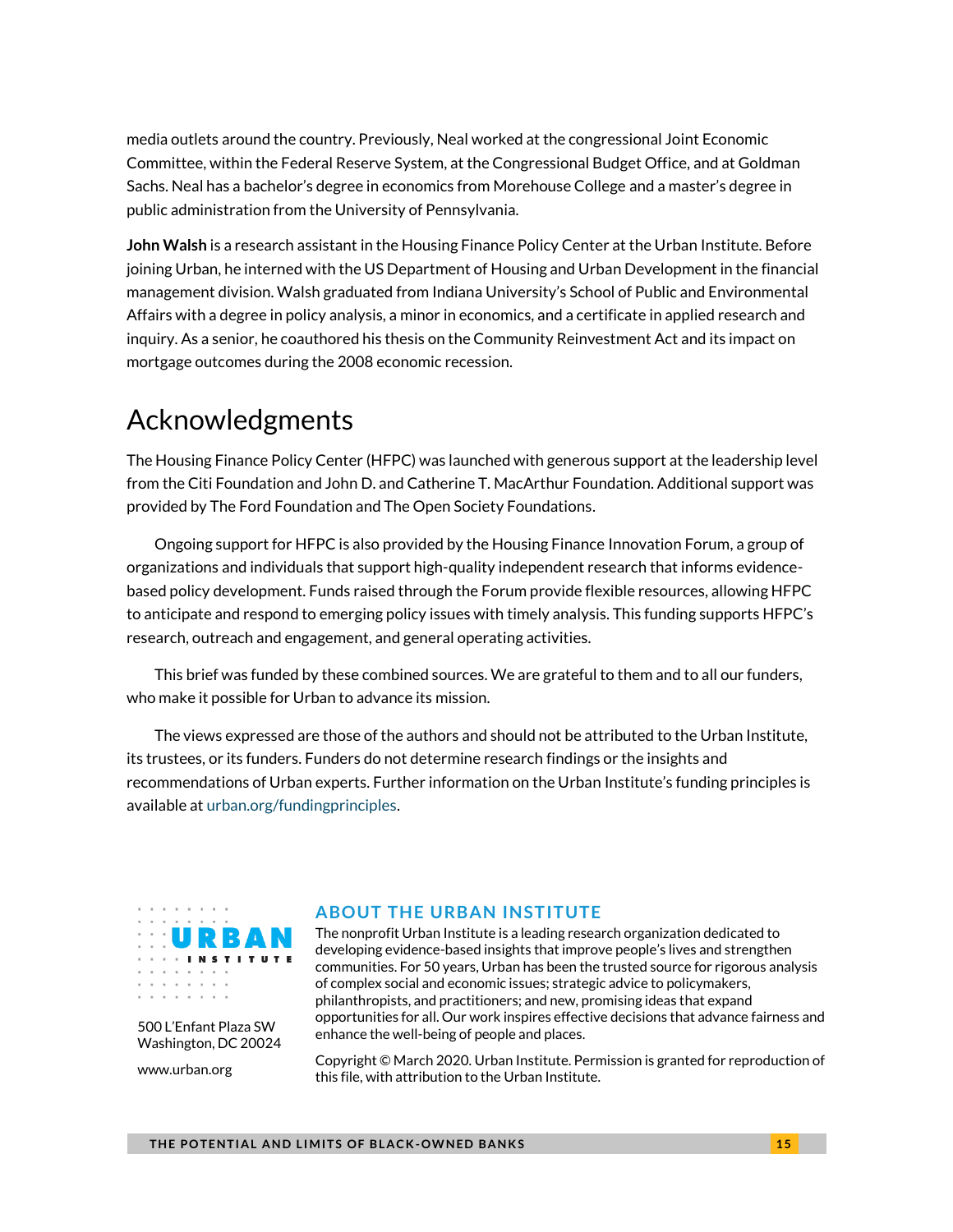media outlets around the country. Previously, Neal worked at the congressional Joint Economic Committee, within the Federal Reserve System, at the Congressional Budget Office, and at Goldman Sachs. Neal has a bachelor's degree in economics from Morehouse College and a master's degree in public administration from the University of Pennsylvania.

**John Walsh** is a research assistant in the Housing Finance Policy Center at the Urban Institute. Before joining Urban, he interned with the US Department of Housing and Urban Development in the financial management division. Walsh graduated from Indiana University's School of Public and Environmental Affairs with a degree in policy analysis, a minor in economics, and a certificate in applied research and inquiry. As a senior, he coauthored his thesis on the Community Reinvestment Act and its impact on mortgage outcomes during the 2008 economic recession.

## Acknowledgments

The Housing Finance Policy Center (HFPC) was launched with generous support at the leadership level from the Citi Foundation and John D. and Catherine T. MacArthur Foundation. Additional support was provided by The Ford Foundation and The Open Society Foundations.

Ongoing support for HFPC is also provided by the Housing Finance Innovation Forum, a group of organizations and individuals that support high-quality independent research that informs evidence-based policy development. Funds raised through the Forum provide flexible resources, allowing HFPC to anticipate and respond to emerging policy issues with timely analysis. This funding supports HFPC's research, outreach and engagement, and general operating activities.

This brief was funded by these combined sources. We are grateful to them and to all our funders, who make it possible for Urban to advance its mission.

The views expressed are those of the authors and should not be attributed to the Urban Institute, its trustees, or its funders. Funders do not determine research findings or the insights and recommendations of Urban experts. Further information on the Urban Institute's funding principles is available at urban.org/fundingprinciples.

URBAN INSTITUTE

500 L'Enfant Plaza SW
Washington, DC 20024

www.urban.org

### ABOUT THE URBAN INSTITUTE

The nonprofit Urban Institute is a leading research organization dedicated to developing evidence-based insights that improve people's lives and strengthen communities. For 50 years, Urban has been the trusted source for rigorous analysis of complex social and economic issues; strategic advice to policymakers, philanthropists, and practitioners; and new, promising ideas that expand opportunities for all. Our work inspires effective decisions that advance fairness and enhance the well-being of people and places.

Copyright © March 2020. Urban Institute. Permission is granted for reproduction of this file, with attribution to the Urban Institute.